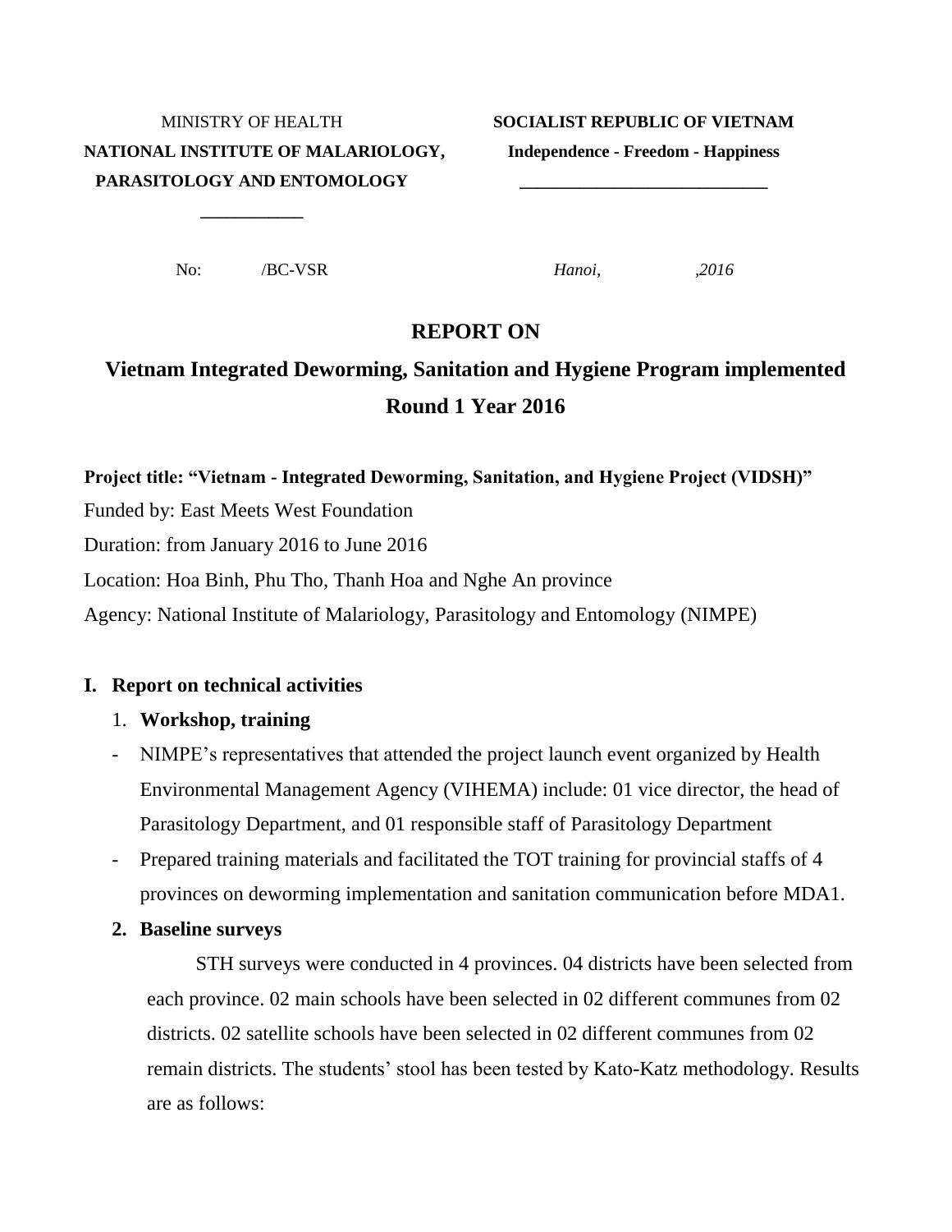MINISTRY OF HEALTH
**NATIONAL INSTITUTE OF MALARIOLOGY, PARASITOLOGY AND ENTOMOLOGY**

**SOCIALIST REPUBLIC OF VIETNAM**
**Independence - Freedom - Happiness**

No: /BC-VSR

*Hanoi, ,2016*

# REPORT ON

# Vietnam Integrated Deworming, Sanitation and Hygiene Program implemented Round 1 Year 2016

**Project title: "Vietnam - Integrated Deworming, Sanitation, and Hygiene Project (VIDSH)"**

Funded by: East Meets West Foundation

Duration: from January 2016 to June 2016

Location: Hoa Binh, Phu Tho, Thanh Hoa and Nghe An province

Agency: National Institute of Malariology, Parasitology and Entomology (NIMPE)

## I. Report on technical activities

### 1. Workshop, training

- NIMPE's representatives that attended the project launch event organized by Health Environmental Management Agency (VIHEMA) include: 01 vice director, the head of Parasitology Department, and 01 responsible staff of Parasitology Department
- Prepared training materials and facilitated the TOT training for provincial staffs of 4 provinces on deworming implementation and sanitation communication before MDA1.

### 2. Baseline surveys

STH surveys were conducted in 4 provinces. 04 districts have been selected from each province. 02 main schools have been selected in 02 different communes from 02 districts. 02 satellite schools have been selected in 02 different communes from 02 remain districts. The students' stool has been tested by Kato-Katz methodology. Results are as follows: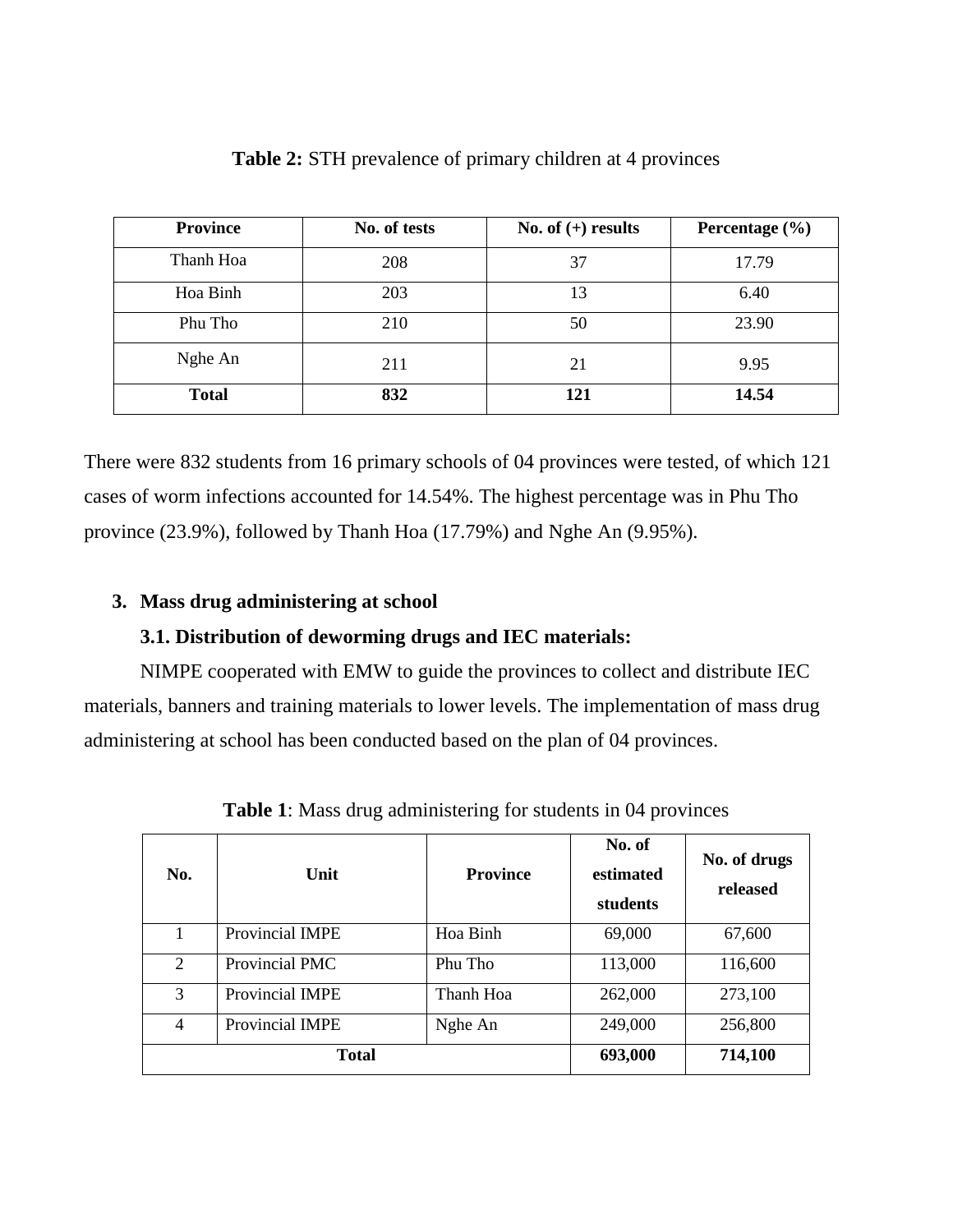**Table 2:** STH prevalence of primary children at 4 provinces

| Province | No. of tests | No. of (+) results | Percentage (%) |
|---|---|---|---|
| Thanh Hoa | 208 | 37 | 17.79 |
| Hoa Binh | 203 | 13 | 6.40 |
| Phu Tho | 210 | 50 | 23.90 |
| Nghe An | 211 | 21 | 9.95 |
| **Total** | **832** | **121** | **14.54** |

There were 832 students from 16 primary schools of 04 provinces were tested, of which 121 cases of worm infections accounted for 14.54%. The highest percentage was in Phu Tho province (23.9%), followed by Thanh Hoa (17.79%) and Nghe An (9.95%).

3. **Mass drug administering at school**

### 3.1. Distribution of deworming drugs and IEC materials:

NIMPE cooperated with EMW to guide the provinces to collect and distribute IEC materials, banners and training materials to lower levels. The implementation of mass drug administering at school has been conducted based on the plan of 04 provinces.

**Table 1**: Mass drug administering for students in 04 provinces

| No. | Unit | Province | No. of estimated students | No. of drugs released |
|---|---|---|---|---|
| 1 | Provincial IMPE | Hoa Binh | 69,000 | 67,600 |
| 2 | Provincial PMC | Phu Tho | 113,000 | 116,600 |
| 3 | Provincial IMPE | Thanh Hoa | 262,000 | 273,100 |
| 4 | Provincial IMPE | Nghe An | 249,000 | 256,800 |
| **Total** | | | **693,000** | **714,100** |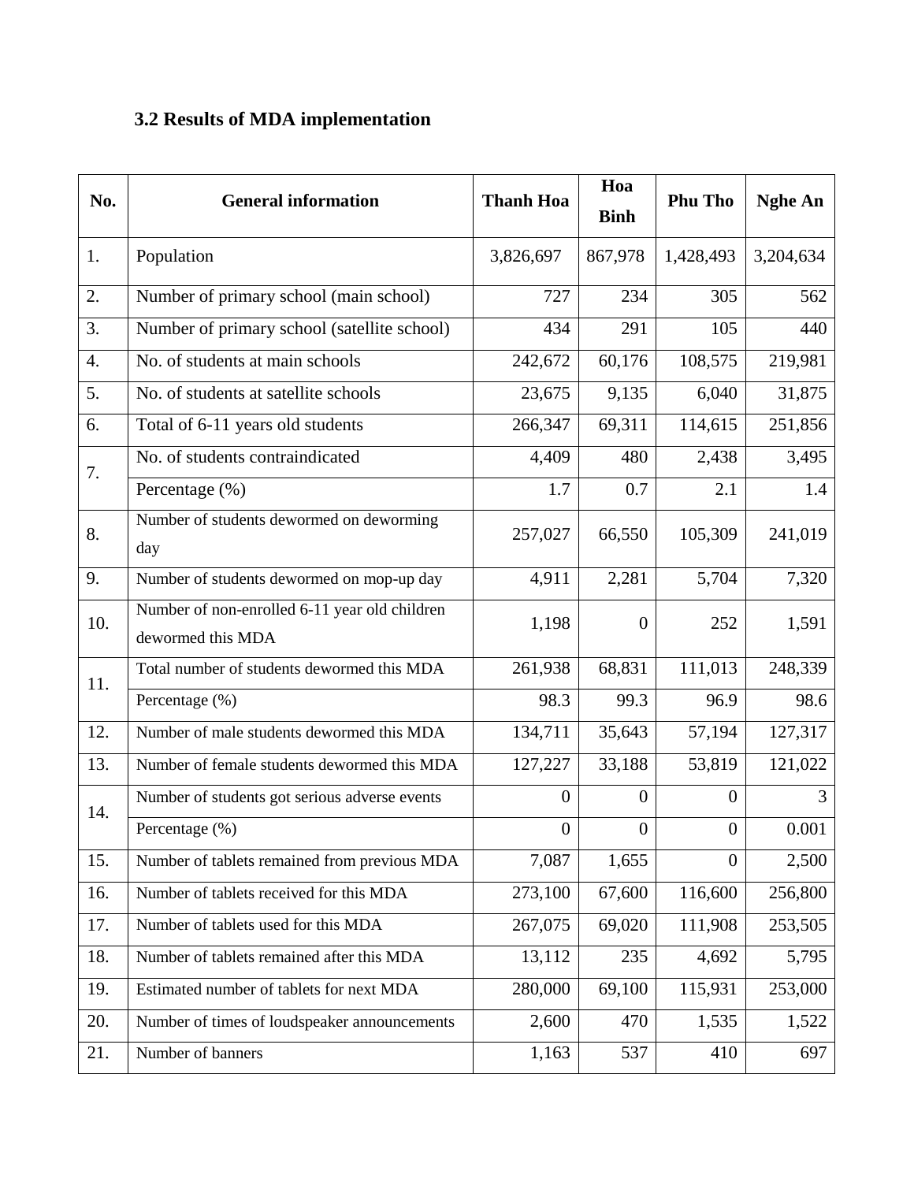### 3.2 Results of MDA implementation

| No. | General information | Thanh Hoa | Hoa Binh | Phu Tho | Nghe An |
|---|---|---|---|---|---|
| 1. | Population | 3,826,697 | 867,978 | 1,428,493 | 3,204,634 |
| 2. | Number of primary school (main school) | 727 | 234 | 305 | 562 |
| 3. | Number of primary school (satellite school) | 434 | 291 | 105 | 440 |
| 4. | No. of students at main schools | 242,672 | 60,176 | 108,575 | 219,981 |
| 5. | No. of students at satellite schools | 23,675 | 9,135 | 6,040 | 31,875 |
| 6. | Total of 6-11 years old students | 266,347 | 69,311 | 114,615 | 251,856 |
| 7. | No. of students contraindicated | 4,409 | 480 | 2,438 | 3,495 |
| | Percentage (%) | 1.7 | 0.7 | 2.1 | 1.4 |
| 8. | Number of students dewormed on deworming day | 257,027 | 66,550 | 105,309 | 241,019 |
| 9. | Number of students dewormed on mop-up day | 4,911 | 2,281 | 5,704 | 7,320 |
| 10. | Number of non-enrolled 6-11 year old children dewormed this MDA | 1,198 | 0 | 252 | 1,591 |
| 11. | Total number of students dewormed this MDA | 261,938 | 68,831 | 111,013 | 248,339 |
| | Percentage (%) | 98.3 | 99.3 | 96.9 | 98.6 |
| 12. | Number of male students dewormed this MDA | 134,711 | 35,643 | 57,194 | 127,317 |
| 13. | Number of female students dewormed this MDA | 127,227 | 33,188 | 53,819 | 121,022 |
| 14. | Number of students got serious adverse events | 0 | 0 | 0 | 3 |
| | Percentage (%) | 0 | 0 | 0 | 0.001 |
| 15. | Number of tablets remained from previous MDA | 7,087 | 1,655 | 0 | 2,500 |
| 16. | Number of tablets received for this MDA | 273,100 | 67,600 | 116,600 | 256,800 |
| 17. | Number of tablets used for this MDA | 267,075 | 69,020 | 111,908 | 253,505 |
| 18. | Number of tablets remained after this MDA | 13,112 | 235 | 4,692 | 5,795 |
| 19. | Estimated number of tablets for next MDA | 280,000 | 69,100 | 115,931 | 253,000 |
| 20. | Number of times of loudspeaker announcements | 2,600 | 470 | 1,535 | 1,522 |
| 21. | Number of banners | 1,163 | 537 | 410 | 697 |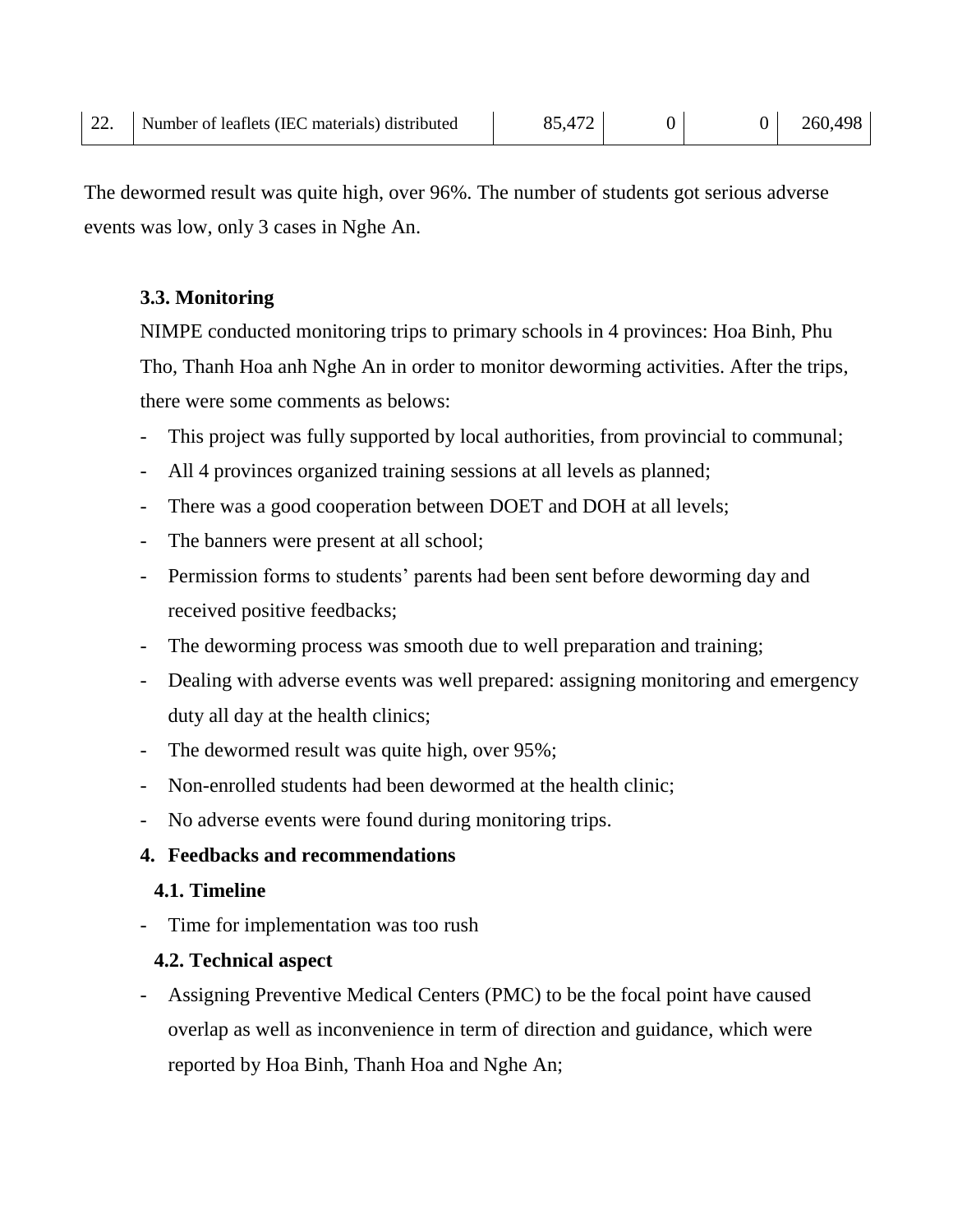| 22. | Number of leaflets (IEC materials) distributed | 85,472 | 0 | 0 | 260,498 |
|---|---|---|---|---|---|

The dewormed result was quite high, over 96%. The number of students got serious adverse events was low, only 3 cases in Nghe An.

### 3.3. Monitoring

NIMPE conducted monitoring trips to primary schools in 4 provinces: Hoa Binh, Phu Tho, Thanh Hoa anh Nghe An in order to monitor deworming activities. After the trips, there were some comments as belows:

- This project was fully supported by local authorities, from provincial to communal;
- All 4 provinces organized training sessions at all levels as planned;
- There was a good cooperation between DOET and DOH at all levels;
- The banners were present at all school;
- Permission forms to students' parents had been sent before deworming day and received positive feedbacks;
- The deworming process was smooth due to well preparation and training;
- Dealing with adverse events was well prepared: assigning monitoring and emergency duty all day at the health clinics;
- The dewormed result was quite high, over 95%;
- Non-enrolled students had been dewormed at the health clinic;
- No adverse events were found during monitoring trips.

## 4. Feedbacks and recommendations

### 4.1. Timeline

- Time for implementation was too rush

### 4.2. Technical aspect

- Assigning Preventive Medical Centers (PMC) to be the focal point have caused overlap as well as inconvenience in term of direction and guidance, which were reported by Hoa Binh, Thanh Hoa and Nghe An;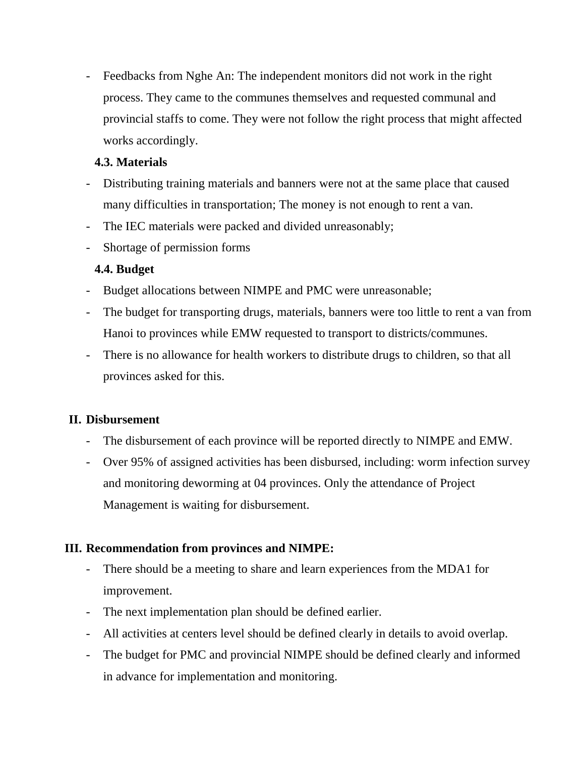- Feedbacks from Nghe An: The independent monitors did not work in the right process. They came to the communes themselves and requested communal and provincial staffs to come. They were not follow the right process that might affected works accordingly.

### 4.3. Materials

- Distributing training materials and banners were not at the same place that caused many difficulties in transportation; The money is not enough to rent a van.
- The IEC materials were packed and divided unreasonably;
- Shortage of permission forms

### 4.4. Budget

- Budget allocations between NIMPE and PMC were unreasonable;
- The budget for transporting drugs, materials, banners were too little to rent a van from Hanoi to provinces while EMW requested to transport to districts/communes.
- There is no allowance for health workers to distribute drugs to children, so that all provinces asked for this.

## II. Disbursement

- The disbursement of each province will be reported directly to NIMPE and EMW.
- Over 95% of assigned activities has been disbursed, including: worm infection survey and monitoring deworming at 04 provinces. Only the attendance of Project Management is waiting for disbursement.

## III. Recommendation from provinces and NIMPE:

- There should be a meeting to share and learn experiences from the MDA1 for improvement.
- The next implementation plan should be defined earlier.
- All activities at centers level should be defined clearly in details to avoid overlap.
- The budget for PMC and provincial NIMPE should be defined clearly and informed in advance for implementation and monitoring.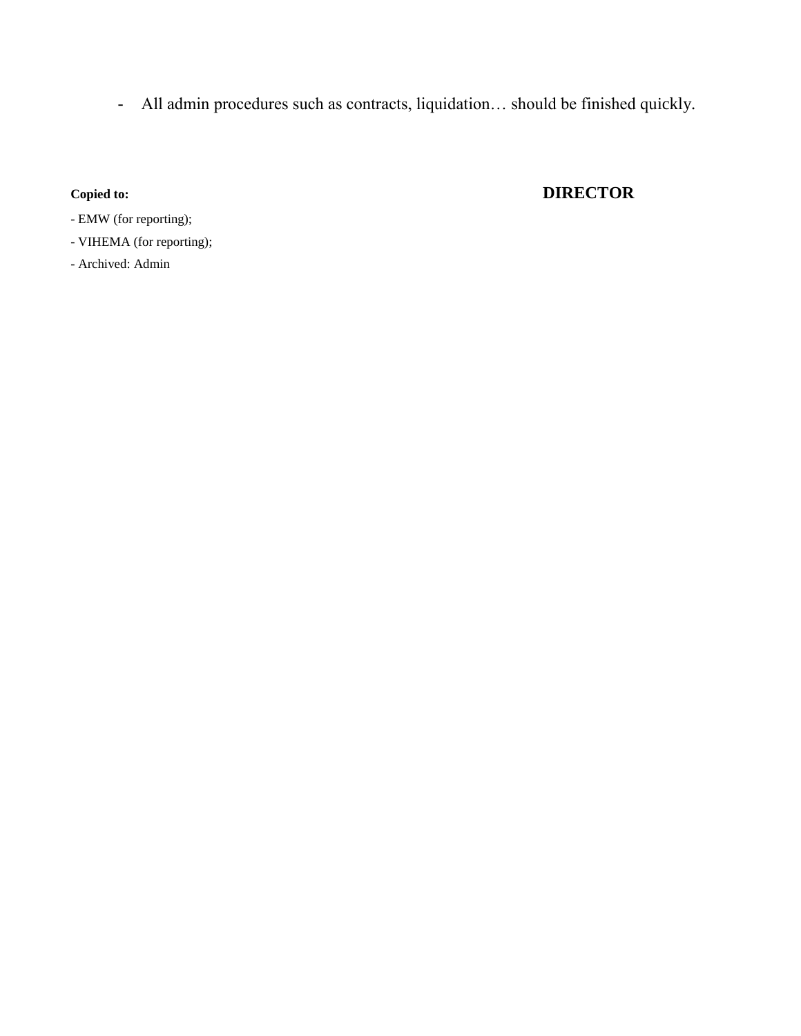- All admin procedures such as contracts, liquidation… should be finished quickly.

**Copied to:**

- EMW (for reporting);
- VIHEMA (for reporting);
- Archived: Admin

**DIRECTOR**